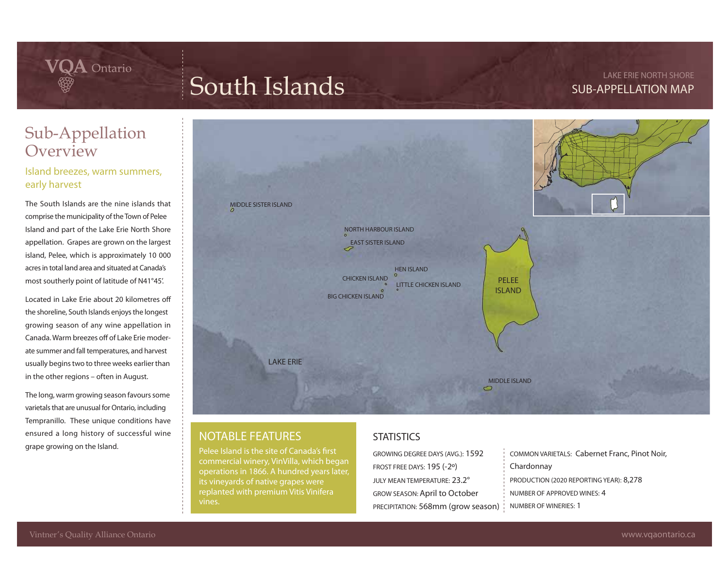VQA Ontario

# South Islands

LAKE ERIE NORTH SHORE
SUB-APPELLATION MAP

## Sub-Appellation Overview

### Island breezes, warm summers, early harvest

The South Islands are the nine islands that comprise the municipality of the Town of Pelee Island and part of the Lake Erie North Shore appellation. Grapes are grown on the largest island, Pelee, which is approximately 10 000 acres in total land area and situated at Canada's most southerly point of latitude of N41°45'.

Located in Lake Erie about 20 kilometres off the shoreline, South Islands enjoys the longest growing season of any wine appellation in Canada. Warm breezes off of Lake Erie moderate summer and fall temperatures, and harvest usually begins two to three weeks earlier than in the other regions – often in August.

The long, warm growing season favours some varietals that are unusual for Ontario, including Tempranillo. These unique conditions have ensured a long history of successful wine grape growing on the Island.

MIDDLE SISTER ISLAND

NORTH HARBOUR ISLAND

EAST SISTER ISLAND

HEN ISLAND

CHICKEN ISLAND

LITTLE CHICKEN ISLAND

BIG CHICKEN ISLAND

PELEE ISLAND

LAKE ERIE

MIDDLE ISLAND

## NOTABLE FEATURES

Pelee Island is the site of Canada's first commercial winery, VinVilla, which began operations in 1866. A hundred years later, its vineyards of native grapes were replanted with premium Vitis Vinifera vines.

## STATISTICS

GROWING DEGREE DAYS (AVG.): 1592
FROST FREE DAYS: 195 (-2º)
JULY MEAN TEMPERATURE: 23.2°
GROW SEASON: April to October
PRECIPITATION: 568mm (grow season)

COMMON VARIETALS: Cabernet Franc, Pinot Noir, Chardonnay
PRODUCTION (2020 REPORTING YEAR): 8,278
NUMBER OF APPROVED WINES: 4
NUMBER OF WINERIES: 1

Vintner's Quality Alliance Ontario

www.vqaontario.ca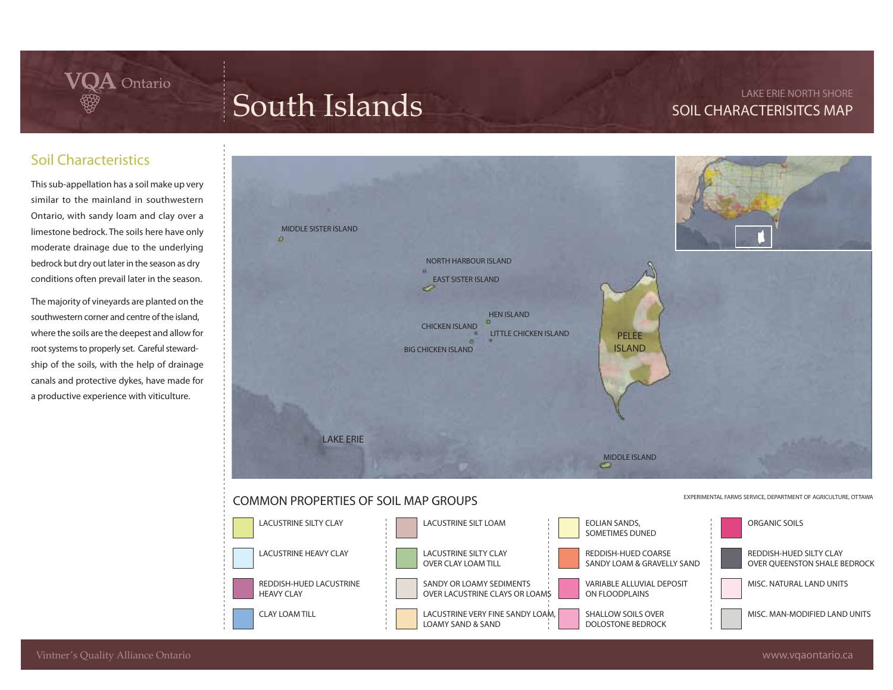# South Islands

LAKE ERIE NORTH SHORE

SOIL CHARACTERISITCS MAP

## Soil Characteristics

This sub-appellation has a soil make up very similar to the mainland in southwestern Ontario, with sandy loam and clay over a limestone bedrock. The soils here have only moderate drainage due to the underlying bedrock but dry out later in the season as dry conditions often prevail later in the season.

The majority of vineyards are planted on the southwestern corner and centre of the island, where the soils are the deepest and allow for root systems to properly set. Careful stewardship of the soils, with the help of drainage canals and protective dykes, have made for a productive experience with viticulture.

MIDDLE SISTER ISLAND

NORTH HARBOUR ISLAND

EAST SISTER ISLAND

HEN ISLAND

CHICKEN ISLAND

LITTLE CHICKEN ISLAND

BIG CHICKEN ISLAND

PELEE ISLAND

LAKE ERIE

MIDDLE ISLAND

## COMMON PROPERTIES OF SOIL MAP GROUPS

EXPERIMENTAL FARMS SERVICE, DEPARTMENT OF AGRICULTURE, OTTAWA

- LACUSTRINE SILTY CLAY
- LACUSTRINE HEAVY CLAY
- REDDISH-HUED LACUSTRINE HEAVY CLAY
- CLAY LOAM TILL
- LACUSTRINE SILT LOAM
- LACUSTRINE SILTY CLAY OVER CLAY LOAM TILL
- SANDY OR LOAMY SEDIMENTS OVER LACUSTRINE CLAYS OR LOAMS
- LACUSTRINE VERY FINE SANDY LOAM, LOAMY SAND & SAND
- EOLIAN SANDS, SOMETIMES DUNED
- REDDISH-HUED COARSE SANDY LOAM & GRAVELLY SAND
- VARIABLE ALLUVIAL DEPOSIT ON FLOODPLAINS
- SHALLOW SOILS OVER DOLOSTONE BEDROCK
- ORGANIC SOILS
- REDDISH-HUED SILTY CLAY OVER QUEENSTON SHALE BEDROCK
- MISC. NATURAL LAND UNITS
- MISC. MAN-MODIFIED LAND UNITS

Vintner's Quality Alliance Ontario

www.vqaontario.ca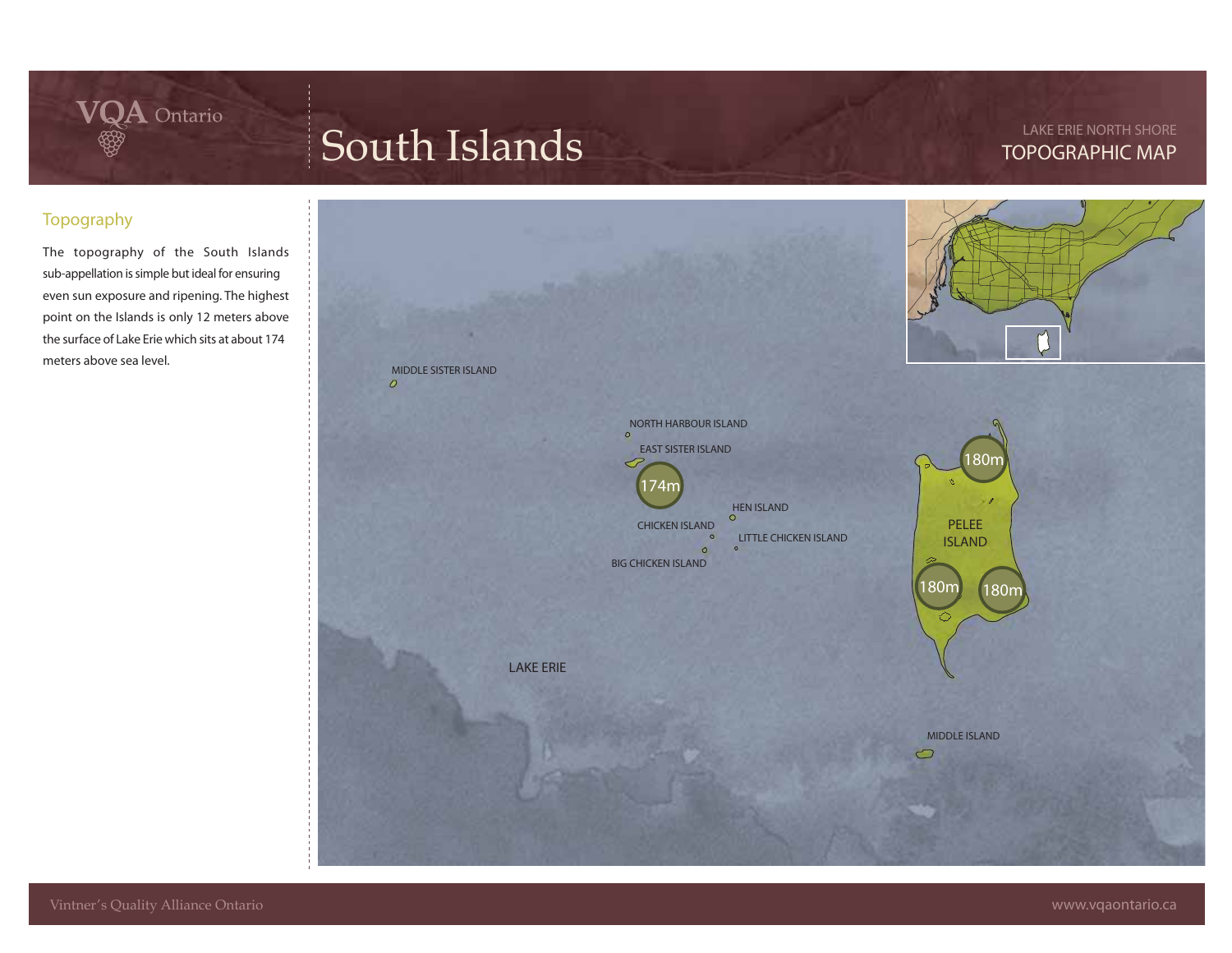# South Islands

LAKE ERIE NORTH SHORE

TOPOGRAPHIC MAP

## Topography

The topography of the South Islands sub-appellation is simple but ideal for ensuring even sun exposure and ripening. The highest point on the Islands is only 12 meters above the surface of Lake Erie which sits at about 174 meters above sea level.

MIDDLE SISTER ISLAND

NORTH HARBOUR ISLAND

EAST SISTER ISLAND

174m

HEN ISLAND

CHICKEN ISLAND

LITTLE CHICKEN ISLAND

BIG CHICKEN ISLAND

LAKE ERIE

180m

PELEE ISLAND

180m

180m

MIDDLE ISLAND